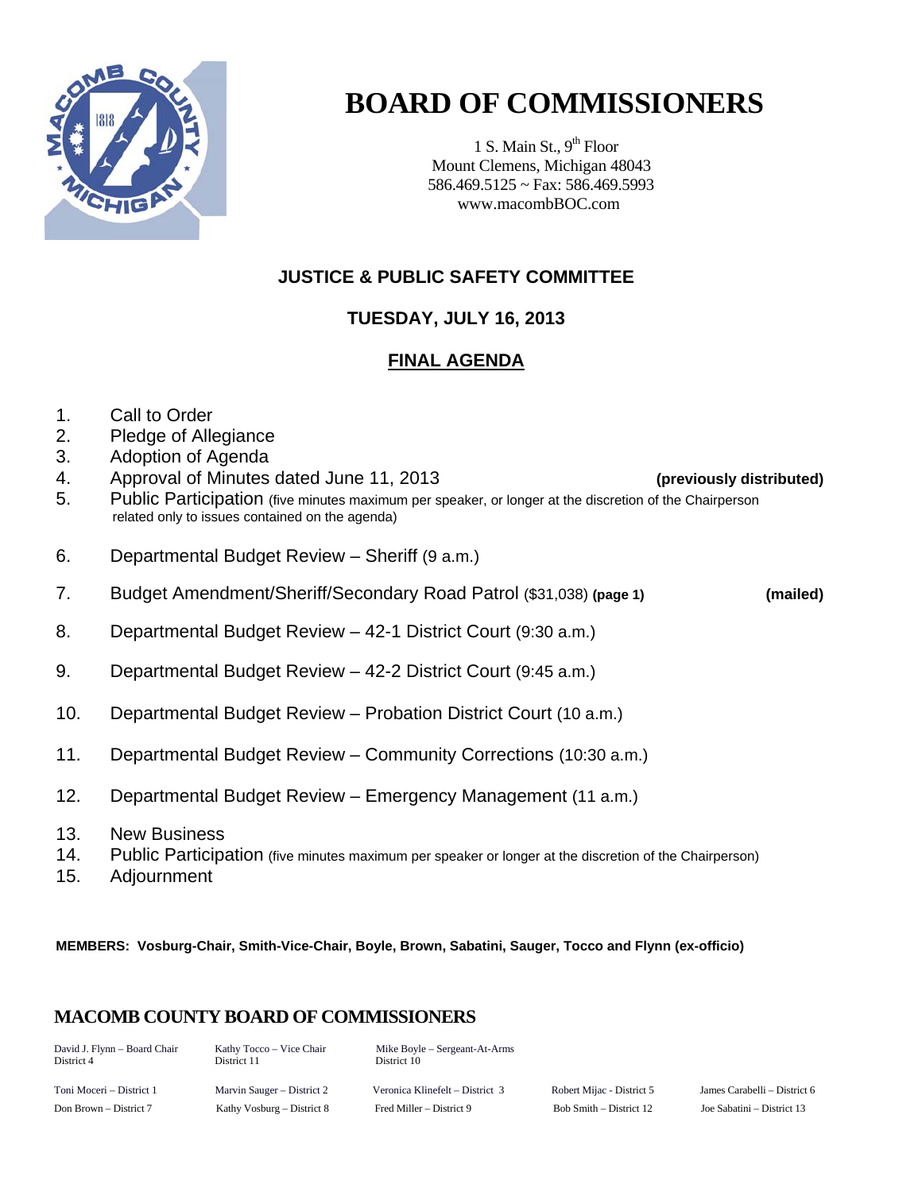# BOARD OF COMMISSIONERS

1 S. Main St., 9th Floor
Mount Clemens, Michigan 48043
586.469.5125 ~ Fax: 586.469.5993
www.macombBOC.com

## JUSTICE & PUBLIC SAFETY COMMITTEE

## TUESDAY, JULY 16, 2013

## FINAL AGENDA

1. Call to Order
2. Pledge of Allegiance
3. Adoption of Agenda
4. Approval of Minutes dated June 11, 2013 **(previously distributed)**
5. Public Participation (five minutes maximum per speaker, or longer at the discretion of the Chairperson related only to issues contained on the agenda)
6. Departmental Budget Review – Sheriff (9 a.m.)
7. Budget Amendment/Sheriff/Secondary Road Patrol ($31,038) **(page 1)** **(mailed)**
8. Departmental Budget Review – 42-1 District Court (9:30 a.m.)
9. Departmental Budget Review – 42-2 District Court (9:45 a.m.)
10. Departmental Budget Review – Probation District Court (10 a.m.)
11. Departmental Budget Review – Community Corrections (10:30 a.m.)
12. Departmental Budget Review – Emergency Management (11 a.m.)
13. New Business
14. Public Participation (five minutes maximum per speaker or longer at the discretion of the Chairperson)
15. Adjournment

**MEMBERS: Vosburg-Chair, Smith-Vice-Chair, Boyle, Brown, Sabatini, Sauger, Tocco and Flynn (ex-officio)**

## MACOMB COUNTY BOARD OF COMMISSIONERS

| | | | | |
|---|---|---|---|---|
| David J. Flynn – Board Chair District 4 | Kathy Tocco – Vice Chair District 11 | Mike Boyle – Sergeant-At-Arms District 10 | | |
| Toni Moceri – District 1 | Marvin Sauger – District 2 | Veronica Klinefelt – District 3 | Robert Mijac - District 5 | James Carabelli – District 6 |
| Don Brown – District 7 | Kathy Vosburg – District 8 | Fred Miller – District 9 | Bob Smith – District 12 | Joe Sabatini – District 13 |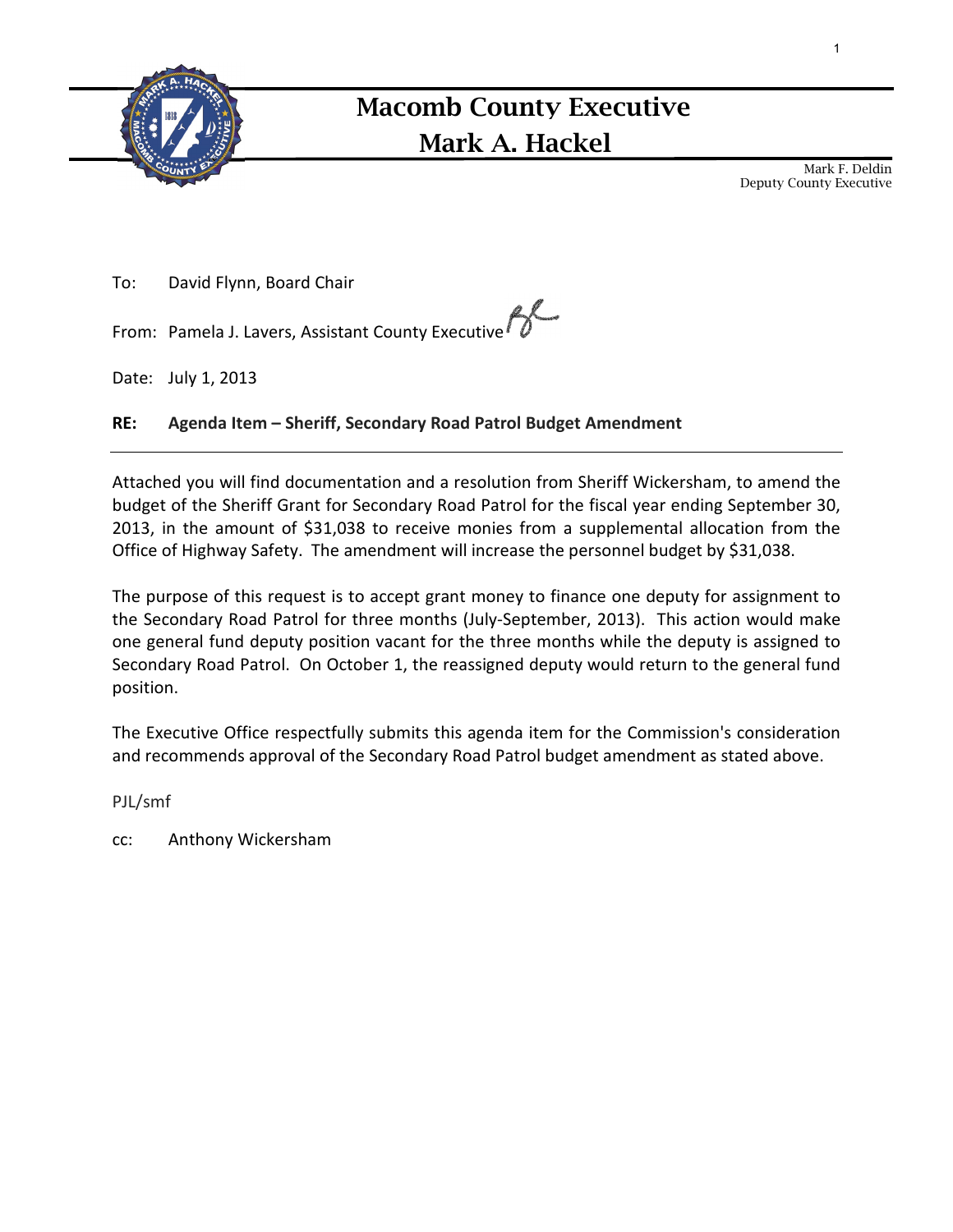# Macomb County Executive
# Mark A. Hackel

Mark F. Deldin
Deputy County Executive

To: David Flynn, Board Chair

From: Pamela J. Lavers, Assistant County Executive

Date: July 1, 2013

**RE: Agenda Item – Sheriff, Secondary Road Patrol Budget Amendment**

---

Attached you will find documentation and a resolution from Sheriff Wickersham, to amend the budget of the Sheriff Grant for Secondary Road Patrol for the fiscal year ending September 30, 2013, in the amount of $31,038 to receive monies from a supplemental allocation from the Office of Highway Safety. The amendment will increase the personnel budget by $31,038.

The purpose of this request is to accept grant money to finance one deputy for assignment to the Secondary Road Patrol for three months (July-September, 2013). This action would make one general fund deputy position vacant for the three months while the deputy is assigned to Secondary Road Patrol. On October 1, the reassigned deputy would return to the general fund position.

The Executive Office respectfully submits this agenda item for the Commission's consideration and recommends approval of the Secondary Road Patrol budget amendment as stated above.

PJL/smf

cc: Anthony Wickersham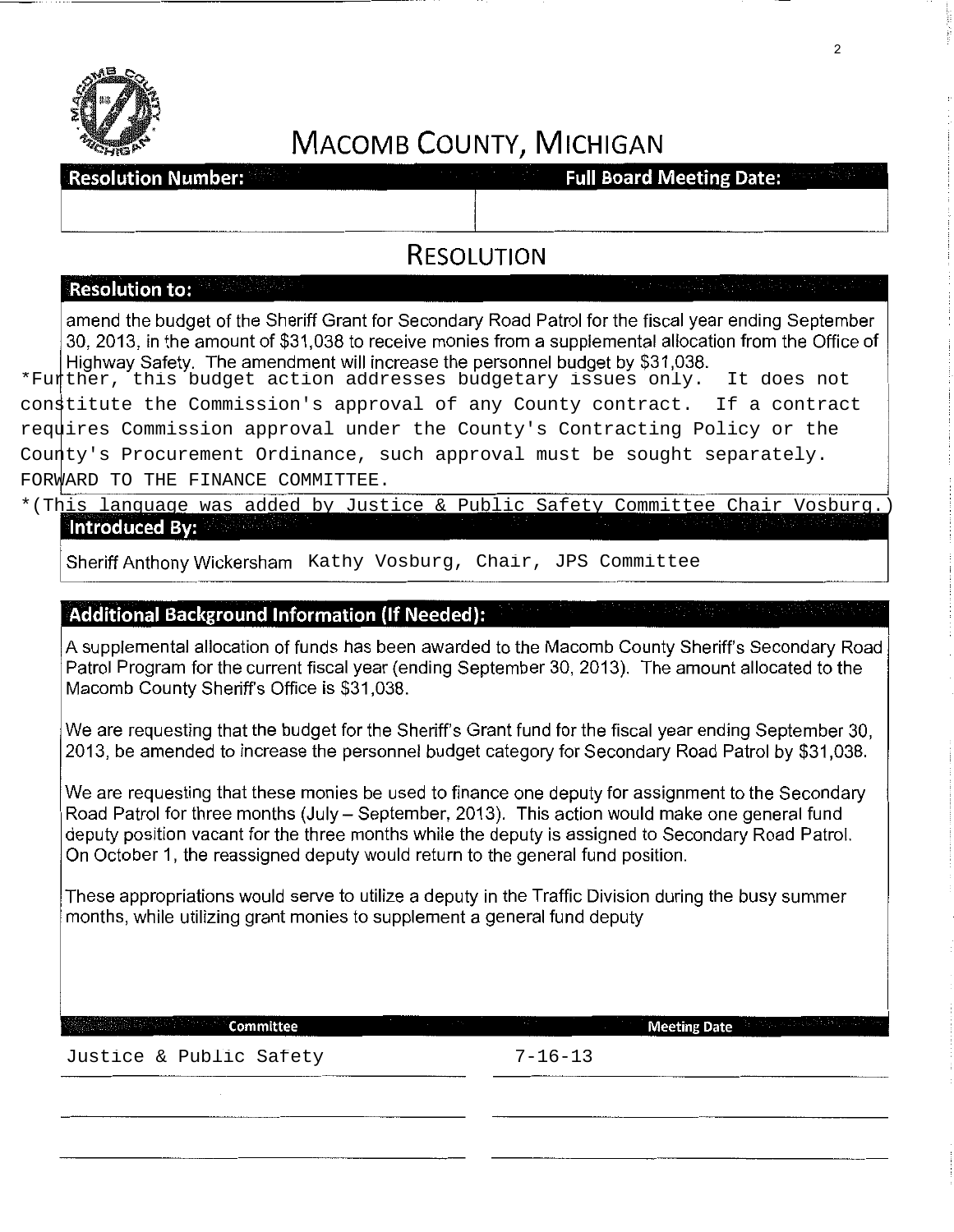# MACOMB COUNTY, MICHIGAN

| Resolution Number: | Full Board Meeting Date: |
|---|---|
| | |

## RESOLUTION

**Resolution to:**

amend the budget of the Sheriff Grant for Secondary Road Patrol for the fiscal year ending September 30, 2013, in the amount of $31,038 to receive monies from a supplemental allocation from the Office of Highway Safety. The amendment will increase the personnel budget by $31,038.

*Further, this budget action addresses budgetary issues only. It does not constitute the Commission's approval of any County contract. If a contract requires Commission approval under the County's Contracting Policy or the County's Procurement Ordinance, such approval must be sought separately. FORWARD TO THE FINANCE COMMITTEE.

*(This language was added by Justice & Public Safety Committee Chair Vosburg.)

**Introduced By:**

Sheriff Anthony Wickersham Kathy Vosburg, Chair, JPS Committee

**Additional Background Information (If Needed):**

A supplemental allocation of funds has been awarded to the Macomb County Sheriff's Secondary Road Patrol Program for the current fiscal year (ending September 30, 2013). The amount allocated to the Macomb County Sheriff's Office is $31,038.

We are requesting that the budget for the Sheriff's Grant fund for the fiscal year ending September 30, 2013, be amended to increase the personnel budget category for Secondary Road Patrol by $31,038.

We are requesting that these monies be used to finance one deputy for assignment to the Secondary Road Patrol for three months (July – September, 2013). This action would make one general fund deputy position vacant for the three months while the deputy is assigned to Secondary Road Patrol. On October 1, the reassigned deputy would return to the general fund position.

These appropriations would serve to utilize a deputy in the Traffic Division during the busy summer months, while utilizing grant monies to supplement a general fund deputy

| Committee | Meeting Date |
|---|---|
| Justice & Public Safety | 7-16-13 |
| | |
| | |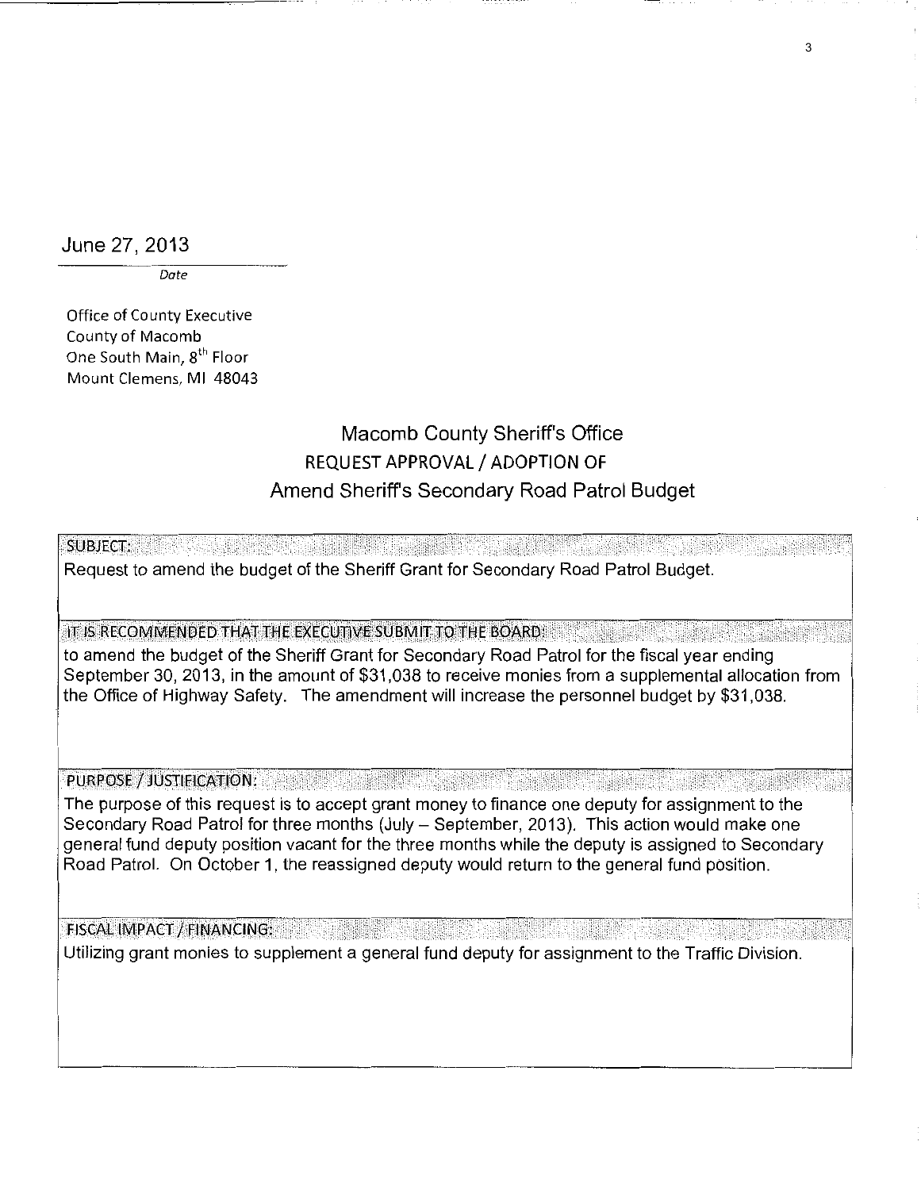June 27, 2013

*Date*

Office of County Executive
County of Macomb
One South Main, 8th Floor
Mount Clemens, MI 48043

## Macomb County Sheriff's Office
## REQUEST APPROVAL / ADOPTION OF
## Amend Sheriff's Secondary Road Patrol Budget

**SUBJECT:**

Request to amend the budget of the Sheriff Grant for Secondary Road Patrol Budget.

**IT IS RECOMMENDED THAT THE EXECUTIVE SUBMIT TO THE BOARD:**

to amend the budget of the Sheriff Grant for Secondary Road Patrol for the fiscal year ending September 30, 2013, in the amount of $31,038 to receive monies from a supplemental allocation from the Office of Highway Safety. The amendment will increase the personnel budget by $31,038.

**PURPOSE / JUSTIFICATION:**

The purpose of this request is to accept grant money to finance one deputy for assignment to the Secondary Road Patrol for three months (July – September, 2013). This action would make one general fund deputy position vacant for the three months while the deputy is assigned to Secondary Road Patrol. On October 1, the reassigned deputy would return to the general fund position.

**FISCAL IMPACT / FINANCING:**

Utilizing grant monies to supplement a general fund deputy for assignment to the Traffic Division.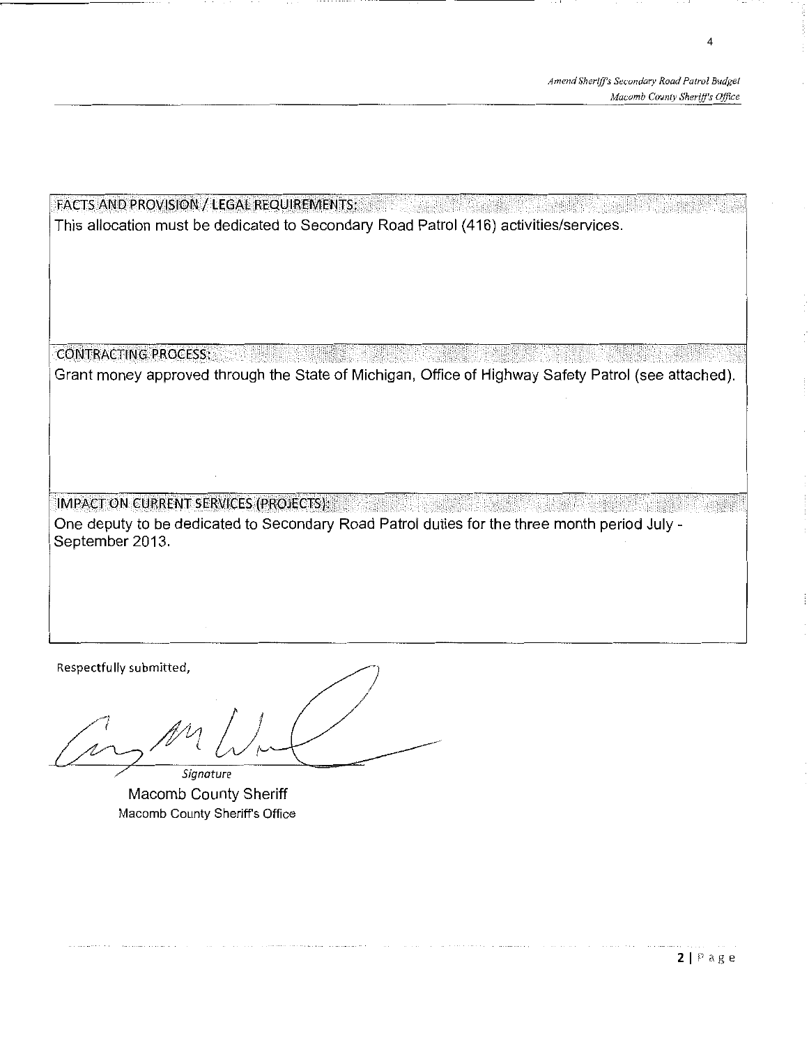**FACTS AND PROVISION / LEGAL REQUIREMENTS:**

This allocation must be dedicated to Secondary Road Patrol (416) activities/services.

**CONTRACTING PROCESS:**

Grant money approved through the State of Michigan, Office of Highway Safety Patrol (see attached).

**IMPACT ON CURRENT SERVICES (PROJECTS):**

One deputy to be dedicated to Secondary Road Patrol duties for the three month period July - September 2013.

Respectfully submitted,

*Signature*

Macomb County Sheriff
Macomb County Sheriff's Office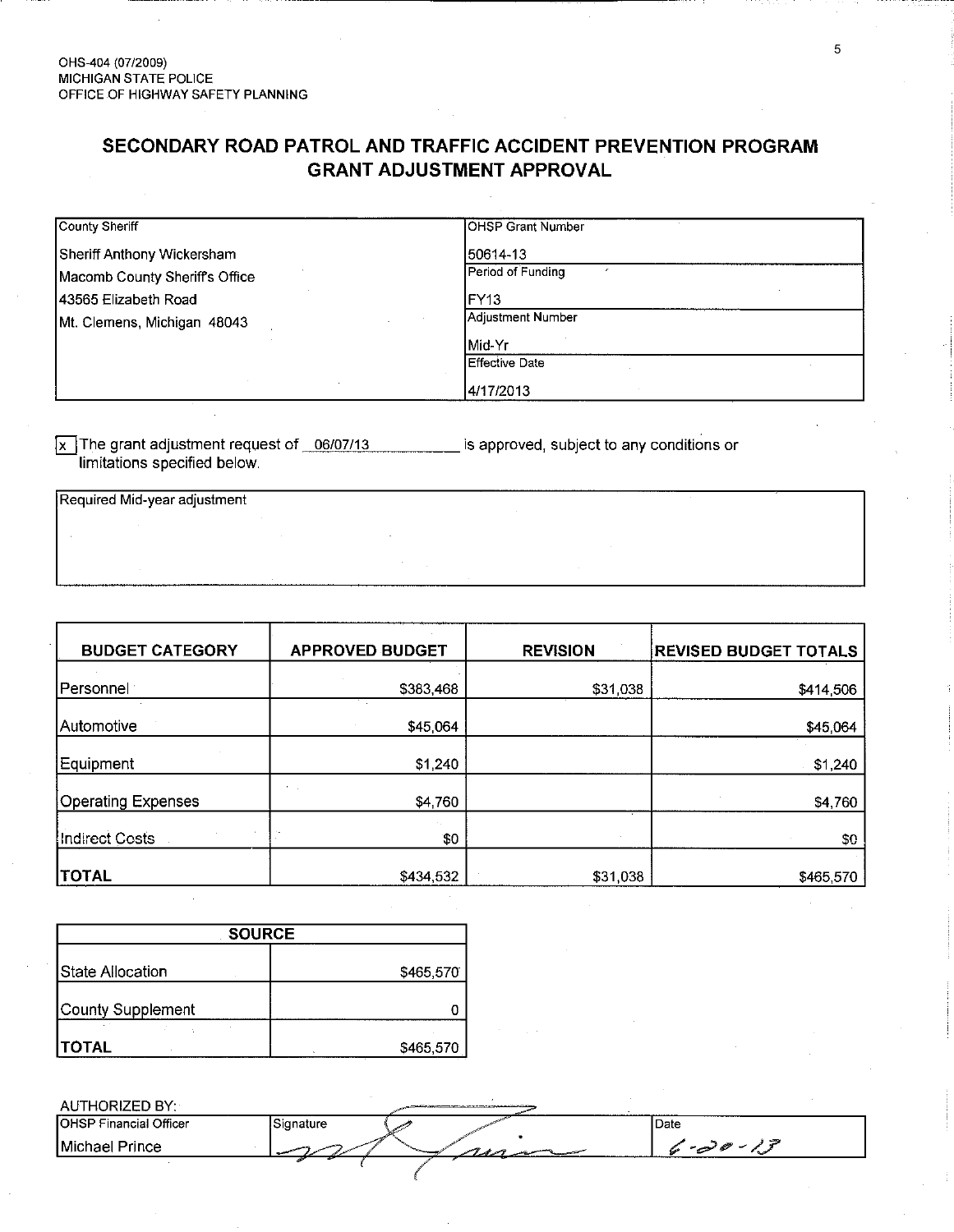OHS-404 (07/2009)
MICHIGAN STATE POLICE
OFFICE OF HIGHWAY SAFETY PLANNING

# SECONDARY ROAD PATROL AND TRAFFIC ACCIDENT PREVENTION PROGRAM GRANT ADJUSTMENT APPROVAL

| County Sheriff | |
|---|---|
| Sheriff Anthony Wickersham<br>Macomb County Sheriff's Office<br>43565 Elizabeth Road<br>Mt. Clemens, Michigan 48043 | OHSP Grant Number: 50614-13<br>Period of Funding: FY13<br>Adjustment Number: Mid-Yr<br>Effective Date: 4/17/2013 |

[x] The grant adjustment request of 06/07/13 is approved, subject to any conditions or limitations specified below.

Required Mid-year adjustment

| BUDGET CATEGORY | APPROVED BUDGET | REVISION | REVISED BUDGET TOTALS |
|---|---|---|---|
| Personnel | $383,468 | $31,038 | $414,506 |
| Automotive | $45,064 | | $45,064 |
| Equipment | $1,240 | | $1,240 |
| Operating Expenses | $4,760 | | $4,760 |
| Indirect Costs | $0 | | $0 |
| **TOTAL** | $434,532 | $31,038 | $465,570 |

| SOURCE | |
|---|---|
| State Allocation | $465,570 |
| County Supplement | 0 |
| **TOTAL** | $465,570 |

AUTHORIZED BY:

| OHSP Financial Officer | Signature | Date |
|---|---|---|
| Michael Prince | [signature] | 6-20-13 |